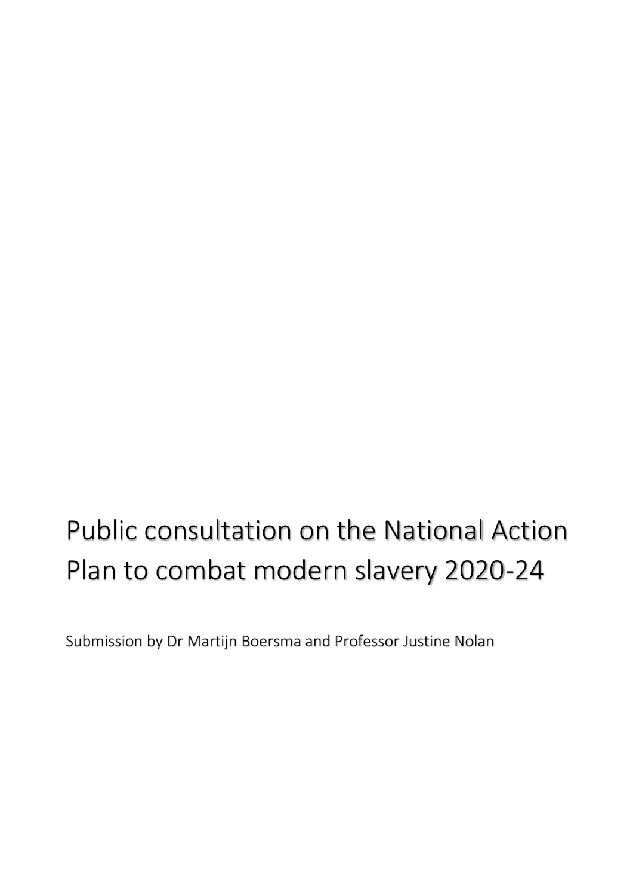# Public consultation on the National Action Plan to combat modern slavery 2020-24

Submission by Dr Martijn Boersma and Professor Justine Nolan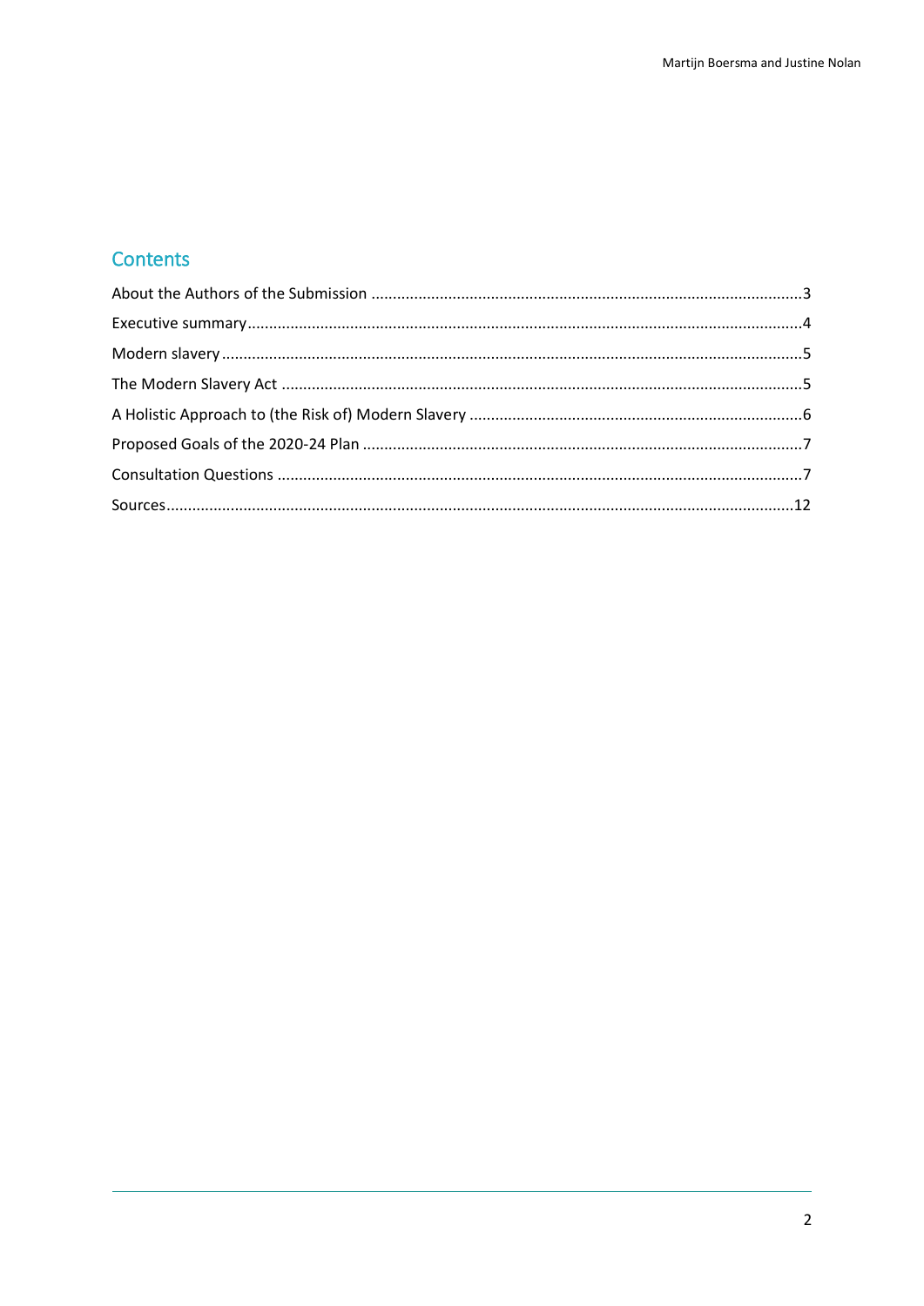## Contents

About the Authors of the Submission ........................................................................................3

Executive summary....................................................................................................................4

Modern slavery ..........................................................................................................................5

The Modern Slavery Act ............................................................................................................5

A Holistic Approach to (the Risk of) Modern Slavery ................................................................6

Proposed Goals of the 2020-24 Plan .........................................................................................7

Consultation Questions .............................................................................................................7

Sources.....................................................................................................................................12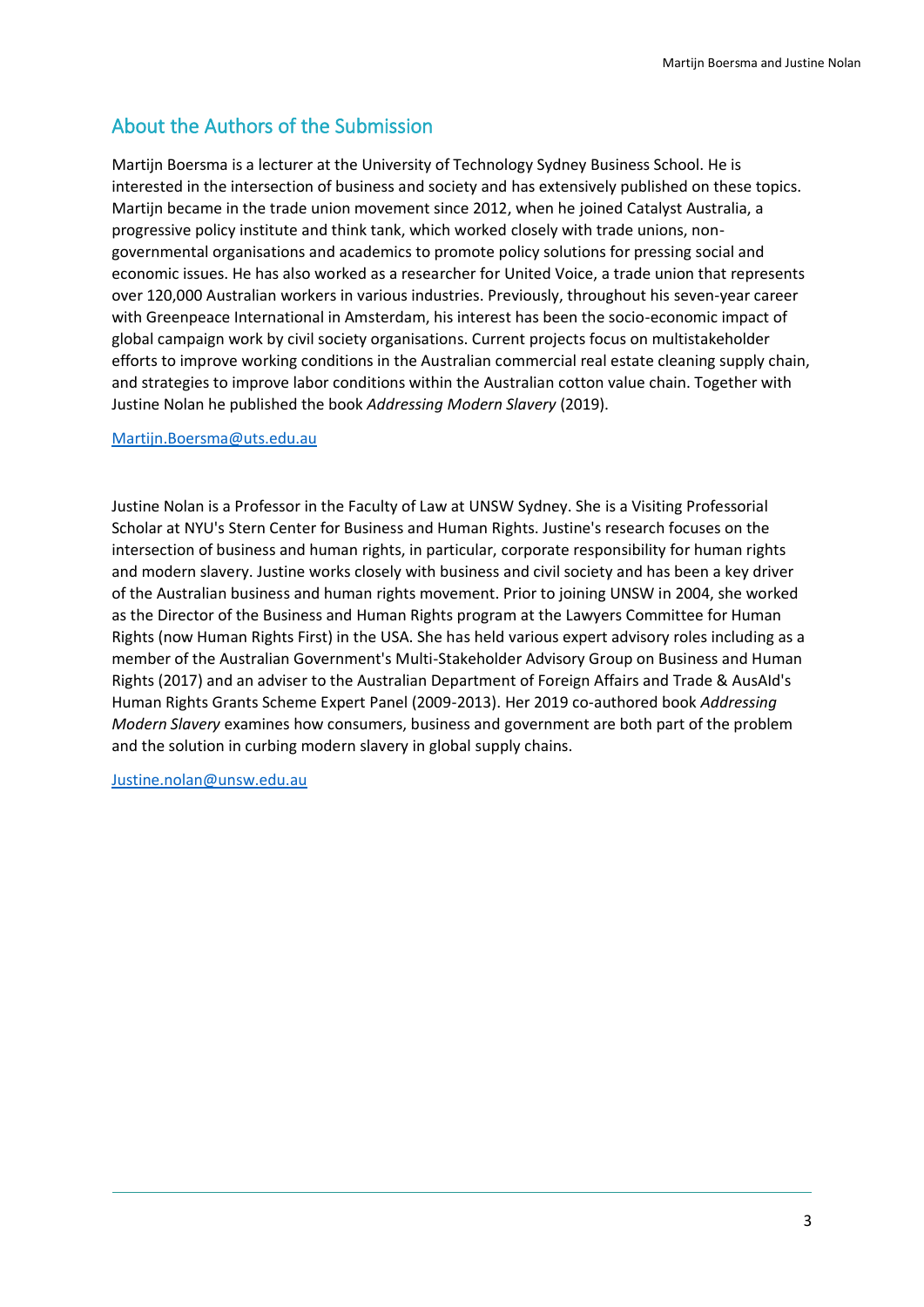## About the Authors of the Submission

Martijn Boersma is a lecturer at the University of Technology Sydney Business School. He is interested in the intersection of business and society and has extensively published on these topics. Martijn became in the trade union movement since 2012, when he joined Catalyst Australia, a progressive policy institute and think tank, which worked closely with trade unions, non-governmental organisations and academics to promote policy solutions for pressing social and economic issues. He has also worked as a researcher for United Voice, a trade union that represents over 120,000 Australian workers in various industries. Previously, throughout his seven-year career with Greenpeace International in Amsterdam, his interest has been the socio-economic impact of global campaign work by civil society organisations. Current projects focus on multistakeholder efforts to improve working conditions in the Australian commercial real estate cleaning supply chain, and strategies to improve labor conditions within the Australian cotton value chain. Together with Justine Nolan he published the book *Addressing Modern Slavery* (2019).

[Martijn.Boersma@uts.edu.au](mailto:Martijn.Boersma@uts.edu.au)

Justine Nolan is a Professor in the Faculty of Law at UNSW Sydney. She is a Visiting Professorial Scholar at NYU's Stern Center for Business and Human Rights. Justine's research focuses on the intersection of business and human rights, in particular, corporate responsibility for human rights and modern slavery. Justine works closely with business and civil society and has been a key driver of the Australian business and human rights movement. Prior to joining UNSW in 2004, she worked as the Director of the Business and Human Rights program at the Lawyers Committee for Human Rights (now Human Rights First) in the USA. She has held various expert advisory roles including as a member of the Australian Government's Multi-Stakeholder Advisory Group on Business and Human Rights (2017) and an adviser to the Australian Department of Foreign Affairs and Trade & AusAId's Human Rights Grants Scheme Expert Panel (2009-2013). Her 2019 co-authored book *Addressing Modern Slavery* examines how consumers, business and government are both part of the problem and the solution in curbing modern slavery in global supply chains.

[Justine.nolan@unsw.edu.au](mailto:Justine.nolan@unsw.edu.au)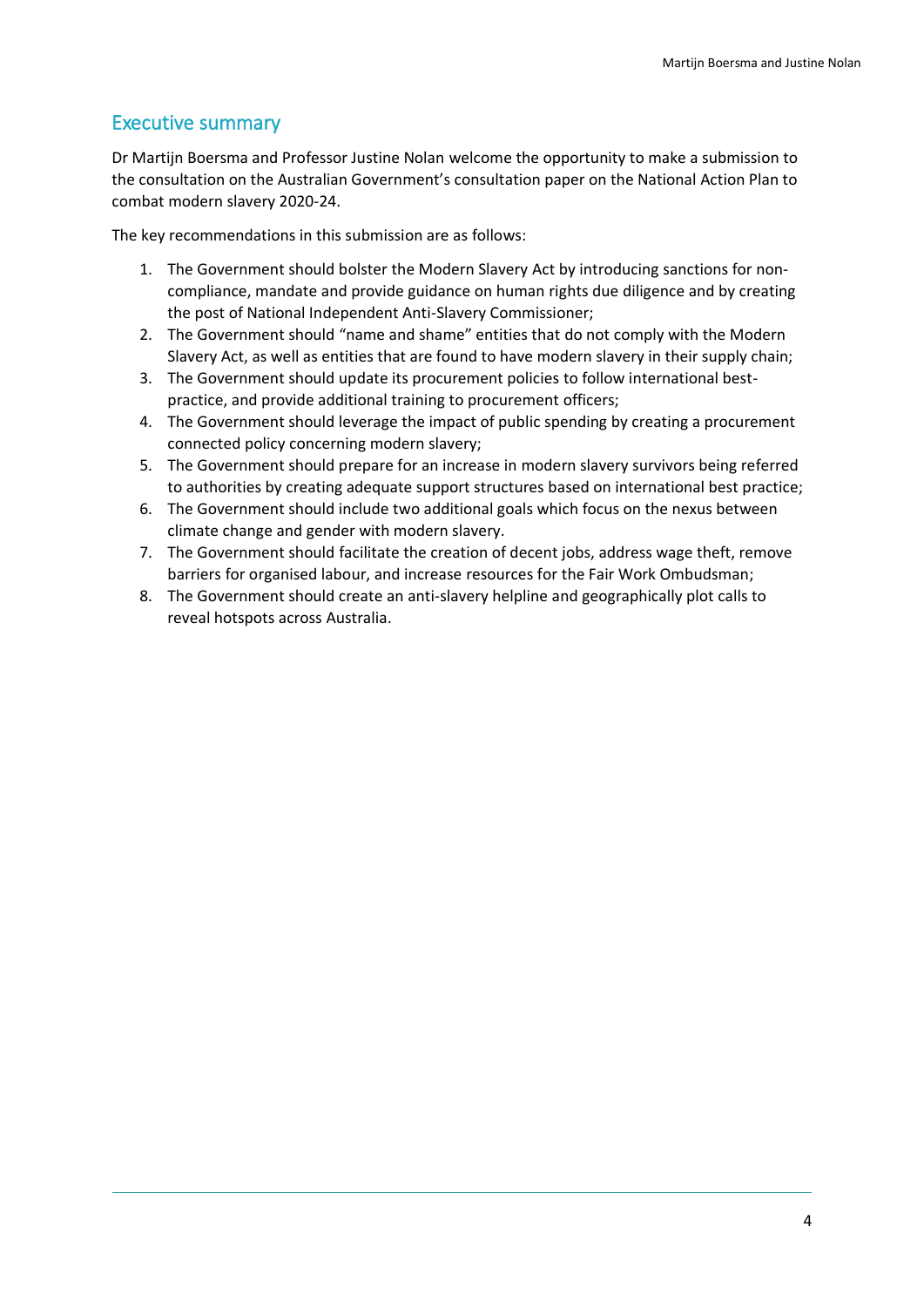## Executive summary

Dr Martijn Boersma and Professor Justine Nolan welcome the opportunity to make a submission to the consultation on the Australian Government's consultation paper on the National Action Plan to combat modern slavery 2020-24.

The key recommendations in this submission are as follows:

1. The Government should bolster the Modern Slavery Act by introducing sanctions for non-compliance, mandate and provide guidance on human rights due diligence and by creating the post of National Independent Anti-Slavery Commissioner;
2. The Government should "name and shame" entities that do not comply with the Modern Slavery Act, as well as entities that are found to have modern slavery in their supply chain;
3. The Government should update its procurement policies to follow international best-practice, and provide additional training to procurement officers;
4. The Government should leverage the impact of public spending by creating a procurement connected policy concerning modern slavery;
5. The Government should prepare for an increase in modern slavery survivors being referred to authorities by creating adequate support structures based on international best practice;
6. The Government should include two additional goals which focus on the nexus between climate change and gender with modern slavery.
7. The Government should facilitate the creation of decent jobs, address wage theft, remove barriers for organised labour, and increase resources for the Fair Work Ombudsman;
8. The Government should create an anti-slavery helpline and geographically plot calls to reveal hotspots across Australia.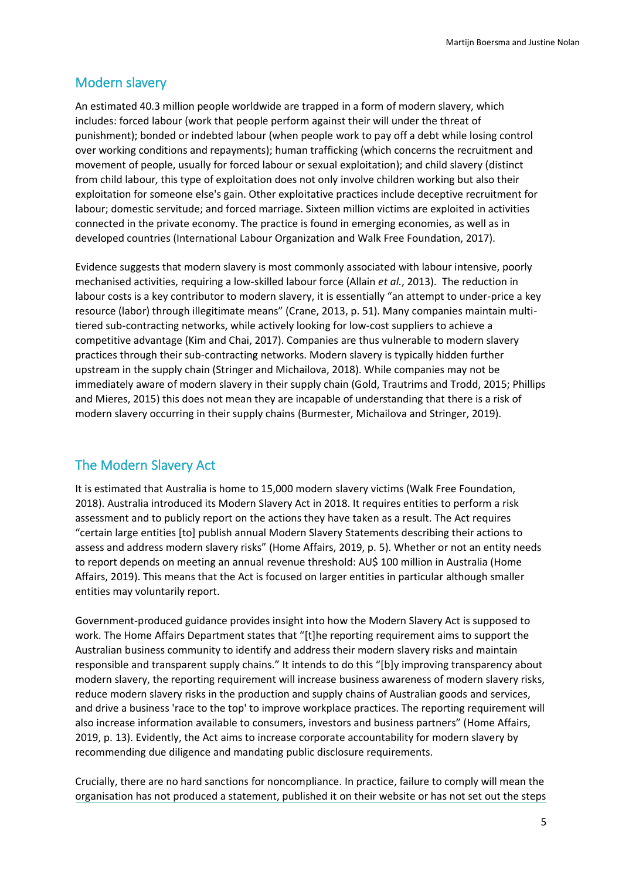## Modern slavery

An estimated 40.3 million people worldwide are trapped in a form of modern slavery, which includes: forced labour (work that people perform against their will under the threat of punishment); bonded or indebted labour (when people work to pay off a debt while losing control over working conditions and repayments); human trafficking (which concerns the recruitment and movement of people, usually for forced labour or sexual exploitation); and child slavery (distinct from child labour, this type of exploitation does not only involve children working but also their exploitation for someone else's gain. Other exploitative practices include deceptive recruitment for labour; domestic servitude; and forced marriage. Sixteen million victims are exploited in activities connected in the private economy. The practice is found in emerging economies, as well as in developed countries (International Labour Organization and Walk Free Foundation, 2017).

Evidence suggests that modern slavery is most commonly associated with labour intensive, poorly mechanised activities, requiring a low-skilled labour force (Allain *et al.*, 2013). The reduction in labour costs is a key contributor to modern slavery, it is essentially "an attempt to under-price a key resource (labor) through illegitimate means" (Crane, 2013, p. 51). Many companies maintain multi-tiered sub-contracting networks, while actively looking for low-cost suppliers to achieve a competitive advantage (Kim and Chai, 2017). Companies are thus vulnerable to modern slavery practices through their sub-contracting networks. Modern slavery is typically hidden further upstream in the supply chain (Stringer and Michailova, 2018). While companies may not be immediately aware of modern slavery in their supply chain (Gold, Trautrims and Trodd, 2015; Phillips and Mieres, 2015) this does not mean they are incapable of understanding that there is a risk of modern slavery occurring in their supply chains (Burmester, Michailova and Stringer, 2019).

## The Modern Slavery Act

It is estimated that Australia is home to 15,000 modern slavery victims (Walk Free Foundation, 2018). Australia introduced its Modern Slavery Act in 2018. It requires entities to perform a risk assessment and to publicly report on the actions they have taken as a result. The Act requires "certain large entities [to] publish annual Modern Slavery Statements describing their actions to assess and address modern slavery risks" (Home Affairs, 2019, p. 5). Whether or not an entity needs to report depends on meeting an annual revenue threshold: AU$ 100 million in Australia (Home Affairs, 2019). This means that the Act is focused on larger entities in particular although smaller entities may voluntarily report.

Government-produced guidance provides insight into how the Modern Slavery Act is supposed to work. The Home Affairs Department states that "[t]he reporting requirement aims to support the Australian business community to identify and address their modern slavery risks and maintain responsible and transparent supply chains." It intends to do this "[b]y improving transparency about modern slavery, the reporting requirement will increase business awareness of modern slavery risks, reduce modern slavery risks in the production and supply chains of Australian goods and services, and drive a business 'race to the top' to improve workplace practices. The reporting requirement will also increase information available to consumers, investors and business partners" (Home Affairs, 2019, p. 13). Evidently, the Act aims to increase corporate accountability for modern slavery by recommending due diligence and mandating public disclosure requirements.

Crucially, there are no hard sanctions for noncompliance. In practice, failure to comply will mean the organisation has not produced a statement, published it on their website or has not set out the steps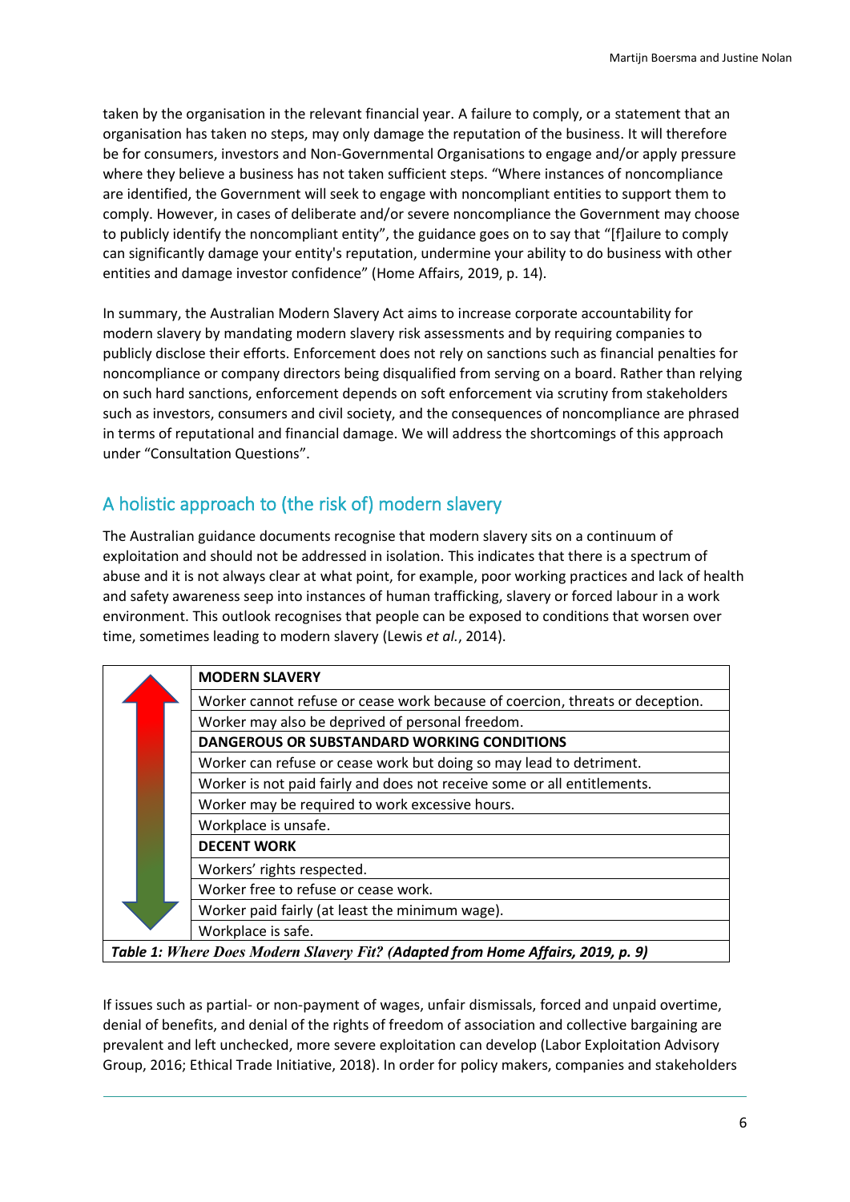taken by the organisation in the relevant financial year. A failure to comply, or a statement that an organisation has taken no steps, may only damage the reputation of the business. It will therefore be for consumers, investors and Non-Governmental Organisations to engage and/or apply pressure where they believe a business has not taken sufficient steps. "Where instances of noncompliance are identified, the Government will seek to engage with noncompliant entities to support them to comply. However, in cases of deliberate and/or severe noncompliance the Government may choose to publicly identify the noncompliant entity", the guidance goes on to say that "[f]ailure to comply can significantly damage your entity's reputation, undermine your ability to do business with other entities and damage investor confidence" (Home Affairs, 2019, p. 14).

In summary, the Australian Modern Slavery Act aims to increase corporate accountability for modern slavery by mandating modern slavery risk assessments and by requiring companies to publicly disclose their efforts. Enforcement does not rely on sanctions such as financial penalties for noncompliance or company directors being disqualified from serving on a board. Rather than relying on such hard sanctions, enforcement depends on soft enforcement via scrutiny from stakeholders such as investors, consumers and civil society, and the consequences of noncompliance are phrased in terms of reputational and financial damage. We will address the shortcomings of this approach under "Consultation Questions".

## A holistic approach to (the risk of) modern slavery

The Australian guidance documents recognise that modern slavery sits on a continuum of exploitation and should not be addressed in isolation. This indicates that there is a spectrum of abuse and it is not always clear at what point, for example, poor working practices and lack of health and safety awareness seep into instances of human trafficking, slavery or forced labour in a work environment. This outlook recognises that people can be exposed to conditions that worsen over time, sometimes leading to modern slavery (Lewis *et al.*, 2014).

| **MODERN SLAVERY** |
|---|
| Worker cannot refuse or cease work because of coercion, threats or deception. |
| Worker may also be deprived of personal freedom. |
| **DANGEROUS OR SUBSTANDARD WORKING CONDITIONS** |
| Worker can refuse or cease work but doing so may lead to detriment. |
| Worker is not paid fairly and does not receive some or all entitlements. |
| Worker may be required to work excessive hours. |
| Workplace is unsafe. |
| **DECENT WORK** |
| Workers' rights respected. |
| Worker free to refuse or cease work. |
| Worker paid fairly (at least the minimum wage). |
| Workplace is safe. |

***Table 1: Where Does Modern Slavery Fit? (Adapted from Home Affairs, 2019, p. 9)***

If issues such as partial- or non-payment of wages, unfair dismissals, forced and unpaid overtime, denial of benefits, and denial of the rights of freedom of association and collective bargaining are prevalent and left unchecked, more severe exploitation can develop (Labor Exploitation Advisory Group, 2016; Ethical Trade Initiative, 2018). In order for policy makers, companies and stakeholders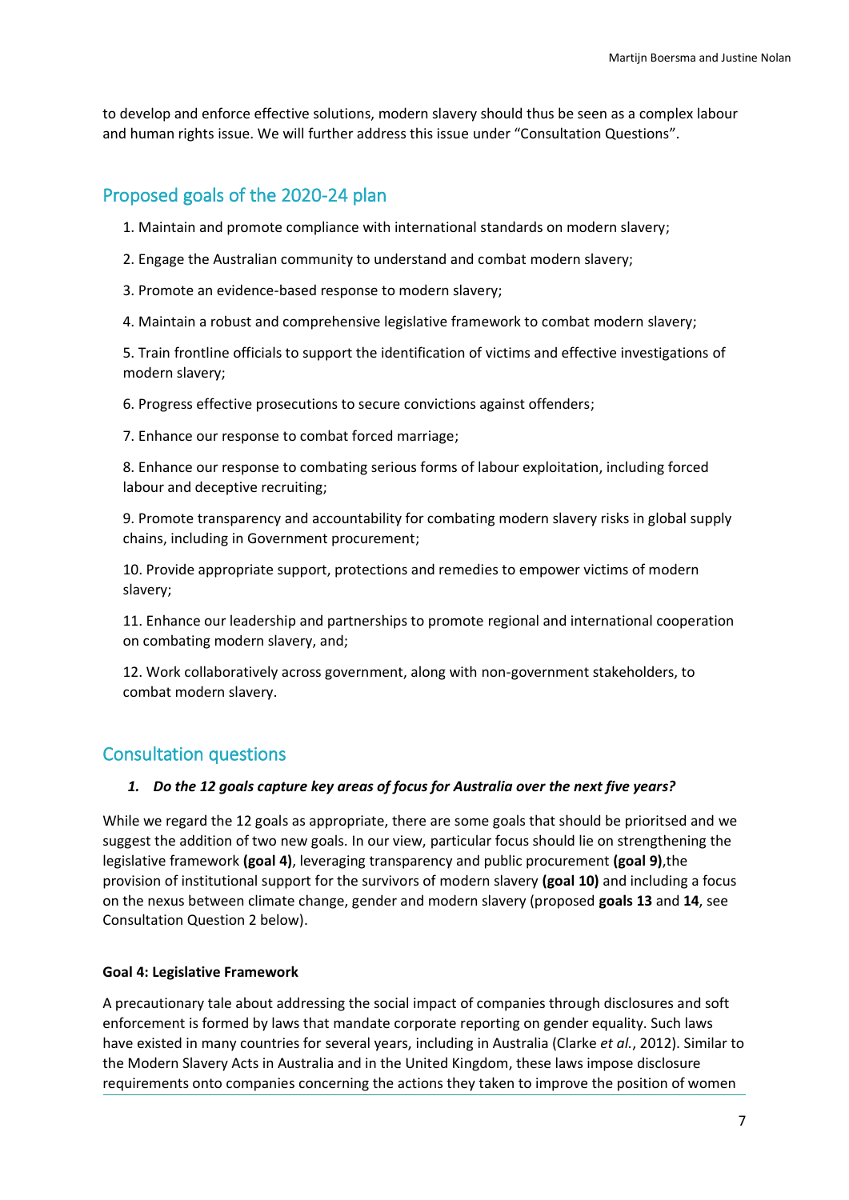to develop and enforce effective solutions, modern slavery should thus be seen as a complex labour and human rights issue. We will further address this issue under "Consultation Questions".

## Proposed goals of the 2020-24 plan

1. Maintain and promote compliance with international standards on modern slavery;
2. Engage the Australian community to understand and combat modern slavery;
3. Promote an evidence-based response to modern slavery;
4. Maintain a robust and comprehensive legislative framework to combat modern slavery;
5. Train frontline officials to support the identification of victims and effective investigations of modern slavery;
6. Progress effective prosecutions to secure convictions against offenders;
7. Enhance our response to combat forced marriage;
8. Enhance our response to combating serious forms of labour exploitation, including forced labour and deceptive recruiting;
9. Promote transparency and accountability for combating modern slavery risks in global supply chains, including in Government procurement;
10. Provide appropriate support, protections and remedies to empower victims of modern slavery;
11. Enhance our leadership and partnerships to promote regional and international cooperation on combating modern slavery, and;
12. Work collaboratively across government, along with non-government stakeholders, to combat modern slavery.

## Consultation questions

1. ***Do the 12 goals capture key areas of focus for Australia over the next five years?***

While we regard the 12 goals as appropriate, there are some goals that should be prioritsed and we suggest the addition of two new goals. In our view, particular focus should lie on strengthening the legislative framework **(goal 4)**, leveraging transparency and public procurement **(goal 9)**,the provision of institutional support for the survivors of modern slavery **(goal 10)** and including a focus on the nexus between climate change, gender and modern slavery (proposed **goals 13** and **14**, see Consultation Question 2 below).

**Goal 4: Legislative Framework**

A precautionary tale about addressing the social impact of companies through disclosures and soft enforcement is formed by laws that mandate corporate reporting on gender equality. Such laws have existed in many countries for several years, including in Australia (Clarke *et al.*, 2012). Similar to the Modern Slavery Acts in Australia and in the United Kingdom, these laws impose disclosure requirements onto companies concerning the actions they taken to improve the position of women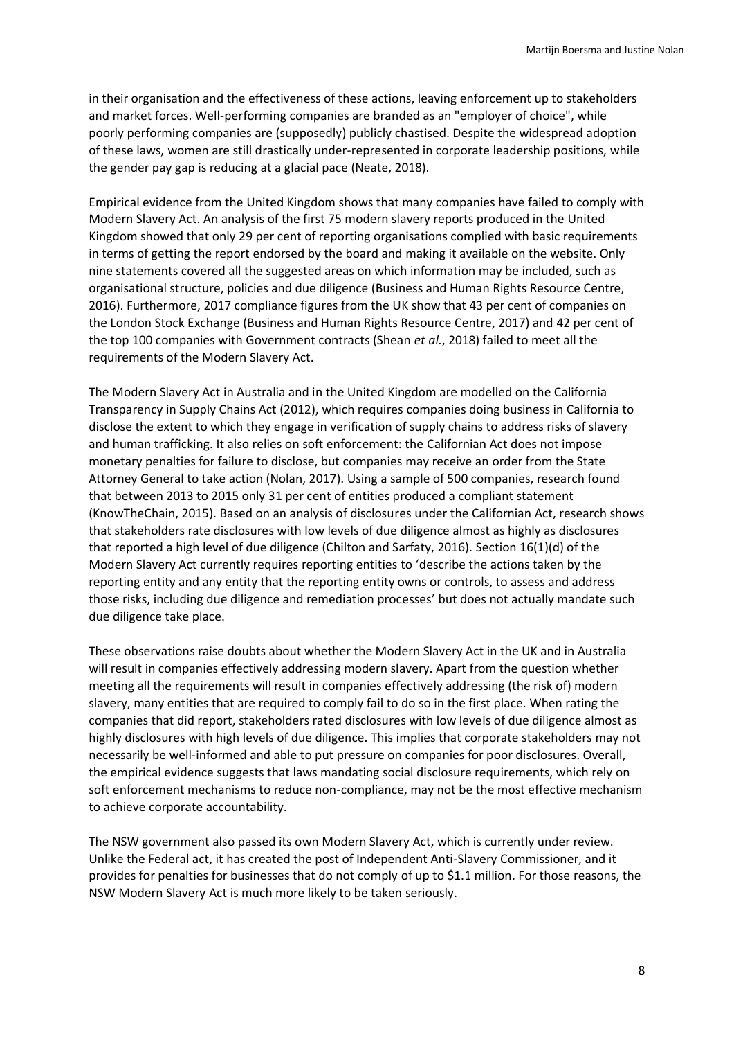in their organisation and the effectiveness of these actions, leaving enforcement up to stakeholders and market forces. Well-performing companies are branded as an "employer of choice", while poorly performing companies are (supposedly) publicly chastised. Despite the widespread adoption of these laws, women are still drastically under-represented in corporate leadership positions, while the gender pay gap is reducing at a glacial pace (Neate, 2018).

Empirical evidence from the United Kingdom shows that many companies have failed to comply with Modern Slavery Act. An analysis of the first 75 modern slavery reports produced in the United Kingdom showed that only 29 per cent of reporting organisations complied with basic requirements in terms of getting the report endorsed by the board and making it available on the website. Only nine statements covered all the suggested areas on which information may be included, such as organisational structure, policies and due diligence (Business and Human Rights Resource Centre, 2016). Furthermore, 2017 compliance figures from the UK show that 43 per cent of companies on the London Stock Exchange (Business and Human Rights Resource Centre, 2017) and 42 per cent of the top 100 companies with Government contracts (Shean *et al.*, 2018) failed to meet all the requirements of the Modern Slavery Act.

The Modern Slavery Act in Australia and in the United Kingdom are modelled on the California Transparency in Supply Chains Act (2012), which requires companies doing business in California to disclose the extent to which they engage in verification of supply chains to address risks of slavery and human trafficking. It also relies on soft enforcement: the Californian Act does not impose monetary penalties for failure to disclose, but companies may receive an order from the State Attorney General to take action (Nolan, 2017). Using a sample of 500 companies, research found that between 2013 to 2015 only 31 per cent of entities produced a compliant statement (KnowTheChain, 2015). Based on an analysis of disclosures under the Californian Act, research shows that stakeholders rate disclosures with low levels of due diligence almost as highly as disclosures that reported a high level of due diligence (Chilton and Sarfaty, 2016). Section 16(1)(d) of the Modern Slavery Act currently requires reporting entities to 'describe the actions taken by the reporting entity and any entity that the reporting entity owns or controls, to assess and address those risks, including due diligence and remediation processes' but does not actually mandate such due diligence take place.

These observations raise doubts about whether the Modern Slavery Act in the UK and in Australia will result in companies effectively addressing modern slavery. Apart from the question whether meeting all the requirements will result in companies effectively addressing (the risk of) modern slavery, many entities that are required to comply fail to do so in the first place. When rating the companies that did report, stakeholders rated disclosures with low levels of due diligence almost as highly disclosures with high levels of due diligence. This implies that corporate stakeholders may not necessarily be well-informed and able to put pressure on companies for poor disclosures. Overall, the empirical evidence suggests that laws mandating social disclosure requirements, which rely on soft enforcement mechanisms to reduce non-compliance, may not be the most effective mechanism to achieve corporate accountability.

The NSW government also passed its own Modern Slavery Act, which is currently under review. Unlike the Federal act, it has created the post of Independent Anti-Slavery Commissioner, and it provides for penalties for businesses that do not comply of up to $1.1 million. For those reasons, the NSW Modern Slavery Act is much more likely to be taken seriously.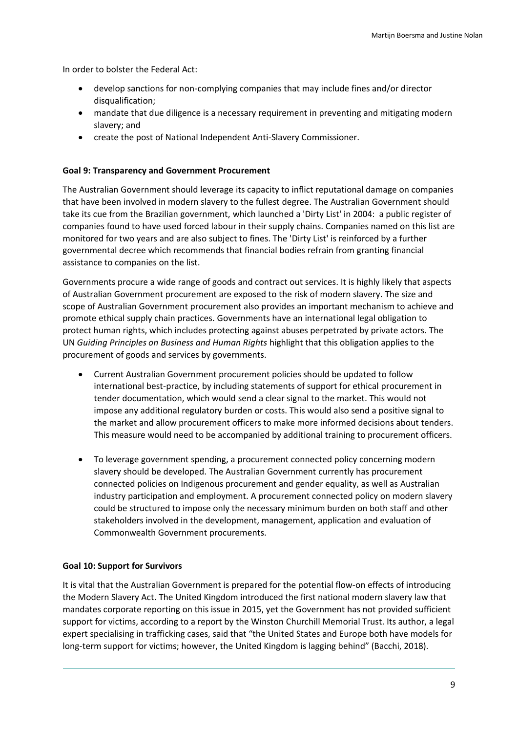In order to bolster the Federal Act:

- develop sanctions for non-complying companies that may include fines and/or director disqualification;
- mandate that due diligence is a necessary requirement in preventing and mitigating modern slavery; and
- create the post of National Independent Anti-Slavery Commissioner.

**Goal 9: Transparency and Government Procurement**

The Australian Government should leverage its capacity to inflict reputational damage on companies that have been involved in modern slavery to the fullest degree. The Australian Government should take its cue from the Brazilian government, which launched a 'Dirty List' in 2004: a public register of companies found to have used forced labour in their supply chains. Companies named on this list are monitored for two years and are also subject to fines. The 'Dirty List' is reinforced by a further governmental decree which recommends that financial bodies refrain from granting financial assistance to companies on the list.

Governments procure a wide range of goods and contract out services. It is highly likely that aspects of Australian Government procurement are exposed to the risk of modern slavery. The size and scope of Australian Government procurement also provides an important mechanism to achieve and promote ethical supply chain practices. Governments have an international legal obligation to protect human rights, which includes protecting against abuses perpetrated by private actors. The UN *Guiding Principles on Business and Human Rights* highlight that this obligation applies to the procurement of goods and services by governments.

- Current Australian Government procurement policies should be updated to follow international best-practice, by including statements of support for ethical procurement in tender documentation, which would send a clear signal to the market. This would not impose any additional regulatory burden or costs. This would also send a positive signal to the market and allow procurement officers to make more informed decisions about tenders. This measure would need to be accompanied by additional training to procurement officers.

- To leverage government spending, a procurement connected policy concerning modern slavery should be developed. The Australian Government currently has procurement connected policies on Indigenous procurement and gender equality, as well as Australian industry participation and employment. A procurement connected policy on modern slavery could be structured to impose only the necessary minimum burden on both staff and other stakeholders involved in the development, management, application and evaluation of Commonwealth Government procurements.

**Goal 10: Support for Survivors**

It is vital that the Australian Government is prepared for the potential flow-on effects of introducing the Modern Slavery Act. The United Kingdom introduced the first national modern slavery law that mandates corporate reporting on this issue in 2015, yet the Government has not provided sufficient support for victims, according to a report by the Winston Churchill Memorial Trust. Its author, a legal expert specialising in trafficking cases, said that "the United States and Europe both have models for long-term support for victims; however, the United Kingdom is lagging behind" (Bacchi, 2018).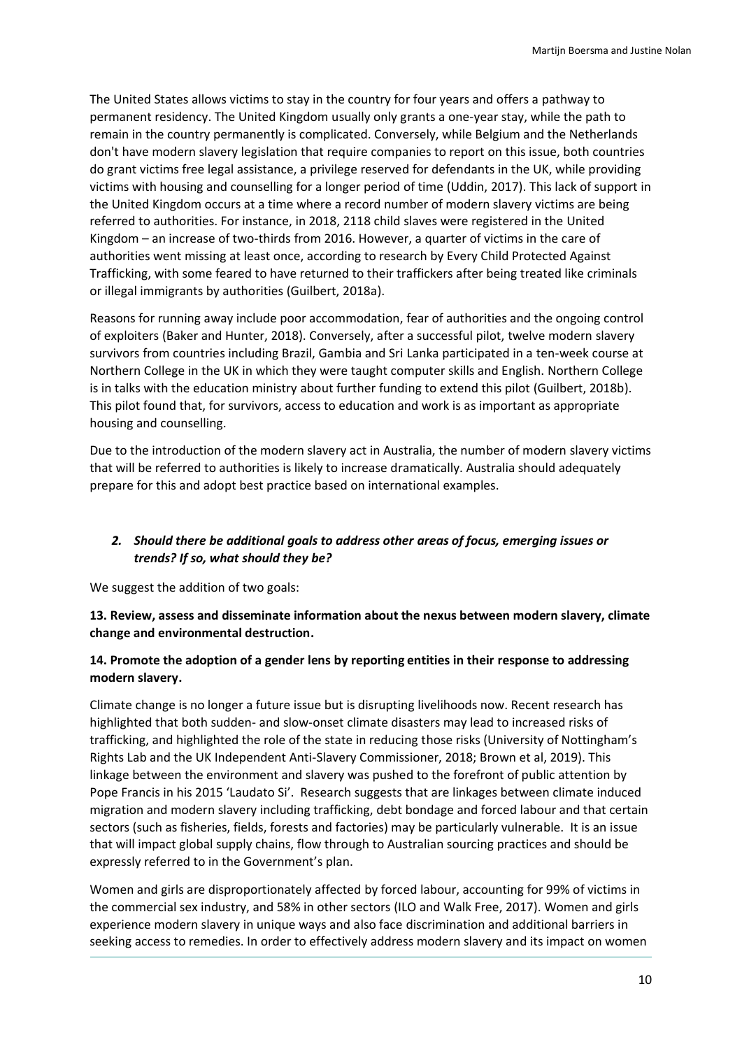The United States allows victims to stay in the country for four years and offers a pathway to permanent residency. The United Kingdom usually only grants a one-year stay, while the path to remain in the country permanently is complicated. Conversely, while Belgium and the Netherlands don't have modern slavery legislation that require companies to report on this issue, both countries do grant victims free legal assistance, a privilege reserved for defendants in the UK, while providing victims with housing and counselling for a longer period of time (Uddin, 2017). This lack of support in the United Kingdom occurs at a time where a record number of modern slavery victims are being referred to authorities. For instance, in 2018, 2118 child slaves were registered in the United Kingdom – an increase of two-thirds from 2016. However, a quarter of victims in the care of authorities went missing at least once, according to research by Every Child Protected Against Trafficking, with some feared to have returned to their traffickers after being treated like criminals or illegal immigrants by authorities (Guilbert, 2018a).

Reasons for running away include poor accommodation, fear of authorities and the ongoing control of exploiters (Baker and Hunter, 2018). Conversely, after a successful pilot, twelve modern slavery survivors from countries including Brazil, Gambia and Sri Lanka participated in a ten-week course at Northern College in the UK in which they were taught computer skills and English. Northern College is in talks with the education ministry about further funding to extend this pilot (Guilbert, 2018b). This pilot found that, for survivors, access to education and work is as important as appropriate housing and counselling.

Due to the introduction of the modern slavery act in Australia, the number of modern slavery victims that will be referred to authorities is likely to increase dramatically. Australia should adequately prepare for this and adopt best practice based on international examples.

### *2. Should there be additional goals to address other areas of focus, emerging issues or trends? If so, what should they be?*

We suggest the addition of two goals:

**13. Review, assess and disseminate information about the nexus between modern slavery, climate change and environmental destruction.**

**14. Promote the adoption of a gender lens by reporting entities in their response to addressing modern slavery.**

Climate change is no longer a future issue but is disrupting livelihoods now. Recent research has highlighted that both sudden- and slow-onset climate disasters may lead to increased risks of trafficking, and highlighted the role of the state in reducing those risks (University of Nottingham's Rights Lab and the UK Independent Anti-Slavery Commissioner, 2018; Brown et al, 2019). This linkage between the environment and slavery was pushed to the forefront of public attention by Pope Francis in his 2015 'Laudato Si'. Research suggests that are linkages between climate induced migration and modern slavery including trafficking, debt bondage and forced labour and that certain sectors (such as fisheries, fields, forests and factories) may be particularly vulnerable. It is an issue that will impact global supply chains, flow through to Australian sourcing practices and should be expressly referred to in the Government's plan.

Women and girls are disproportionately affected by forced labour, accounting for 99% of victims in the commercial sex industry, and 58% in other sectors (ILO and Walk Free, 2017). Women and girls experience modern slavery in unique ways and also face discrimination and additional barriers in seeking access to remedies. In order to effectively address modern slavery and its impact on women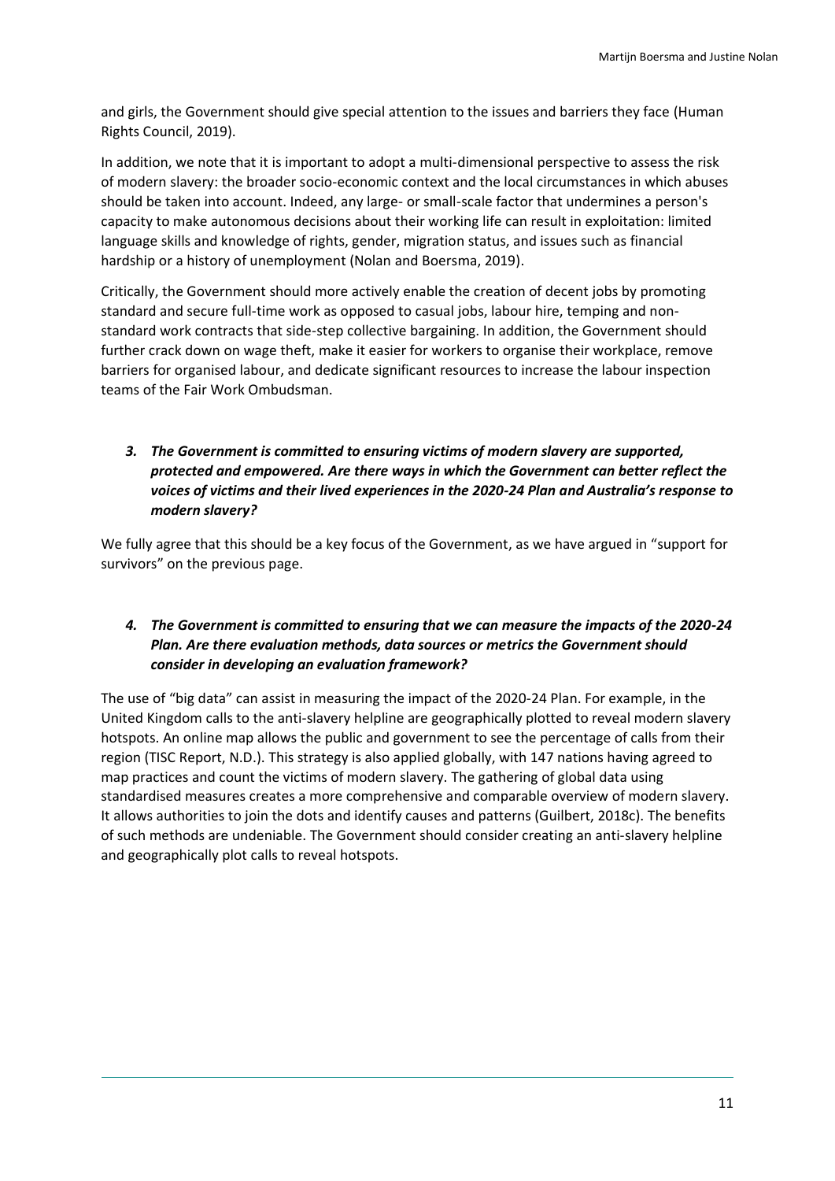and girls, the Government should give special attention to the issues and barriers they face (Human Rights Council, 2019).

In addition, we note that it is important to adopt a multi-dimensional perspective to assess the risk of modern slavery: the broader socio-economic context and the local circumstances in which abuses should be taken into account. Indeed, any large- or small-scale factor that undermines a person's capacity to make autonomous decisions about their working life can result in exploitation: limited language skills and knowledge of rights, gender, migration status, and issues such as financial hardship or a history of unemployment (Nolan and Boersma, 2019).

Critically, the Government should more actively enable the creation of decent jobs by promoting standard and secure full-time work as opposed to casual jobs, labour hire, temping and non-standard work contracts that side-step collective bargaining. In addition, the Government should further crack down on wage theft, make it easier for workers to organise their workplace, remove barriers for organised labour, and dedicate significant resources to increase the labour inspection teams of the Fair Work Ombudsman.

***3. The Government is committed to ensuring victims of modern slavery are supported, protected and empowered. Are there ways in which the Government can better reflect the voices of victims and their lived experiences in the 2020-24 Plan and Australia's response to modern slavery?***

We fully agree that this should be a key focus of the Government, as we have argued in "support for survivors" on the previous page.

***4. The Government is committed to ensuring that we can measure the impacts of the 2020-24 Plan. Are there evaluation methods, data sources or metrics the Government should consider in developing an evaluation framework?***

The use of "big data" can assist in measuring the impact of the 2020-24 Plan. For example, in the United Kingdom calls to the anti-slavery helpline are geographically plotted to reveal modern slavery hotspots. An online map allows the public and government to see the percentage of calls from their region (TISC Report, N.D.). This strategy is also applied globally, with 147 nations having agreed to map practices and count the victims of modern slavery. The gathering of global data using standardised measures creates a more comprehensive and comparable overview of modern slavery. It allows authorities to join the dots and identify causes and patterns (Guilbert, 2018c). The benefits of such methods are undeniable. The Government should consider creating an anti-slavery helpline and geographically plot calls to reveal hotspots.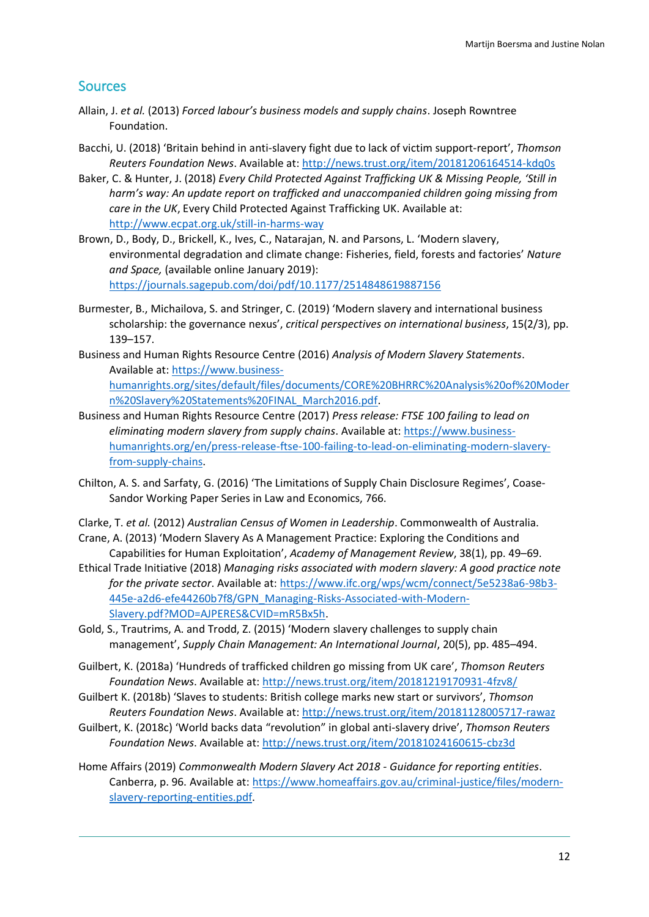## Sources

Allain, J. *et al.* (2013) *Forced labour's business models and supply chains*. Joseph Rowntree Foundation.

Bacchi, U. (2018) 'Britain behind in anti-slavery fight due to lack of victim support-report', *Thomson Reuters Foundation News*. Available at: http://news.trust.org/item/20181206164514-kdq0s

Baker, C. & Hunter, J. (2018) *Every Child Protected Against Trafficking UK & Missing People, 'Still in harm's way: An update report on trafficked and unaccompanied children going missing from care in the UK*, Every Child Protected Against Trafficking UK. Available at: http://www.ecpat.org.uk/still-in-harms-way

Brown, D., Body, D., Brickell, K., Ives, C., Natarajan, N. and Parsons, L. 'Modern slavery, environmental degradation and climate change: Fisheries, field, forests and factories' *Nature and Space,* (available online January 2019): https://journals.sagepub.com/doi/pdf/10.1177/2514848619887156

Burmester, B., Michailova, S. and Stringer, C. (2019) 'Modern slavery and international business scholarship: the governance nexus', *critical perspectives on international business*, 15(2/3), pp. 139–157.

Business and Human Rights Resource Centre (2016) *Analysis of Modern Slavery Statements*. Available at: https://www.business-humanrights.org/sites/default/files/documents/CORE%20BHRRC%20Analysis%20of%20Modern%20Slavery%20Statements%20FINAL_March2016.pdf.

Business and Human Rights Resource Centre (2017) *Press release: FTSE 100 failing to lead on eliminating modern slavery from supply chains*. Available at: https://www.business-humanrights.org/en/press-release-ftse-100-failing-to-lead-on-eliminating-modern-slavery-from-supply-chains.

Chilton, A. S. and Sarfaty, G. (2016) 'The Limitations of Supply Chain Disclosure Regimes', Coase-Sandor Working Paper Series in Law and Economics, 766.

Clarke, T. *et al.* (2012) *Australian Census of Women in Leadership*. Commonwealth of Australia.

Crane, A. (2013) 'Modern Slavery As A Management Practice: Exploring the Conditions and Capabilities for Human Exploitation', *Academy of Management Review*, 38(1), pp. 49–69.

Ethical Trade Initiative (2018) *Managing risks associated with modern slavery: A good practice note for the private sector*. Available at: https://www.ifc.org/wps/wcm/connect/5e5238a6-98b3-445e-a2d6-efe44260b7f8/GPN_Managing-Risks-Associated-with-Modern-Slavery.pdf?MOD=AJPERES&CVID=mR5Bx5h.

Gold, S., Trautrims, A. and Trodd, Z. (2015) 'Modern slavery challenges to supply chain management', *Supply Chain Management: An International Journal*, 20(5), pp. 485–494.

Guilbert, K. (2018a) 'Hundreds of trafficked children go missing from UK care', *Thomson Reuters Foundation News*. Available at: http://news.trust.org/item/20181219170931-4fzv8/

Guilbert K. (2018b) 'Slaves to students: British college marks new start or survivors', *Thomson Reuters Foundation News*. Available at: http://news.trust.org/item/20181128005717-rawaz

Guilbert, K. (2018c) 'World backs data "revolution" in global anti-slavery drive', *Thomson Reuters Foundation News*. Available at: http://news.trust.org/item/20181024160615-cbz3d

Home Affairs (2019) *Commonwealth Modern Slavery Act 2018 - Guidance for reporting entities*. Canberra, p. 96. Available at: https://www.homeaffairs.gov.au/criminal-justice/files/modern-slavery-reporting-entities.pdf.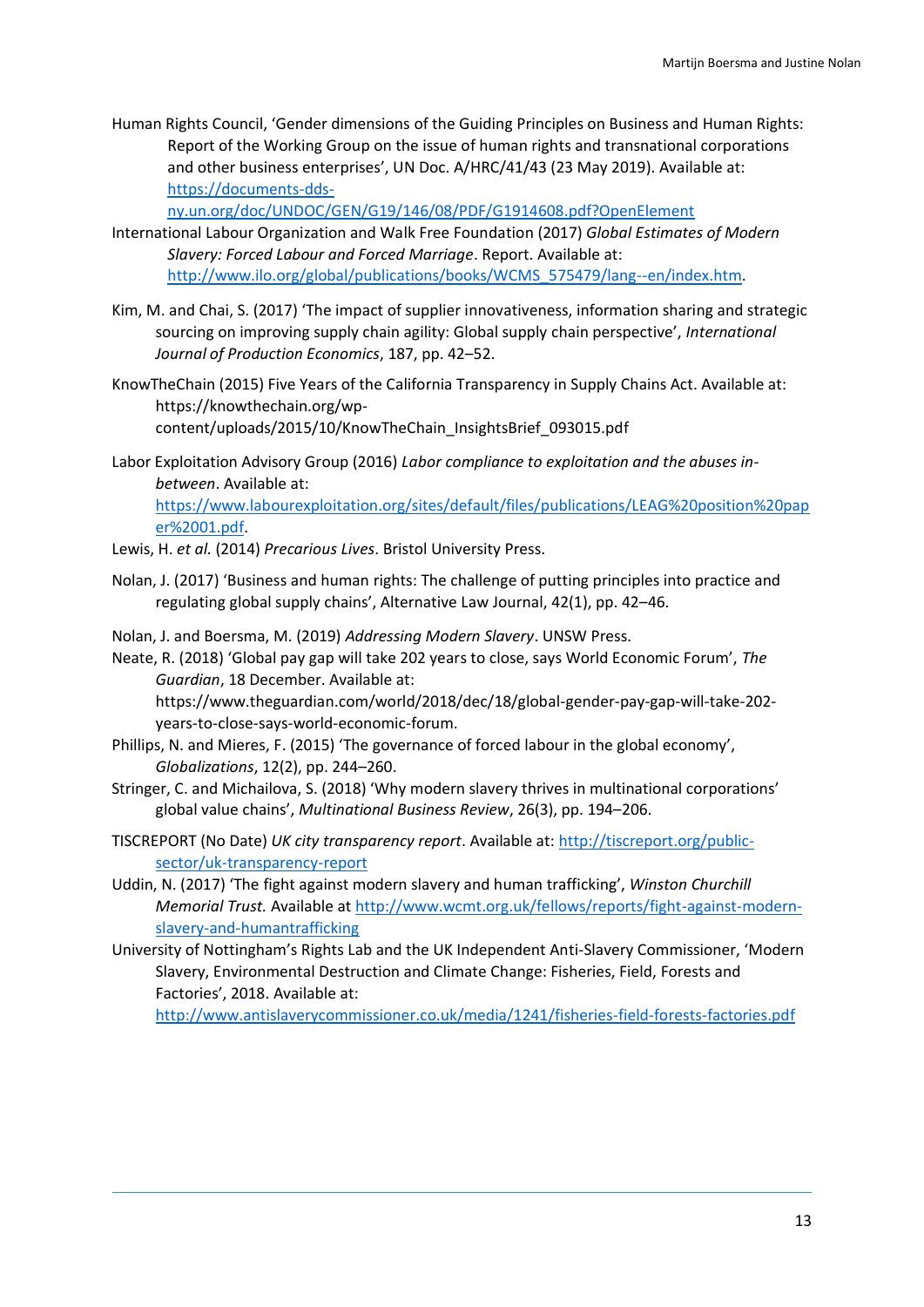Human Rights Council, 'Gender dimensions of the Guiding Principles on Business and Human Rights: Report of the Working Group on the issue of human rights and transnational corporations and other business enterprises', UN Doc. A/HRC/41/43 (23 May 2019). Available at: https://documents-dds-ny.un.org/doc/UNDOC/GEN/G19/146/08/PDF/G1914608.pdf?OpenElement

International Labour Organization and Walk Free Foundation (2017) *Global Estimates of Modern Slavery: Forced Labour and Forced Marriage*. Report. Available at: http://www.ilo.org/global/publications/books/WCMS_575479/lang--en/index.htm.

Kim, M. and Chai, S. (2017) 'The impact of supplier innovativeness, information sharing and strategic sourcing on improving supply chain agility: Global supply chain perspective', *International Journal of Production Economics*, 187, pp. 42–52.

KnowTheChain (2015) Five Years of the California Transparency in Supply Chains Act. Available at: https://knowthechain.org/wp-content/uploads/2015/10/KnowTheChain_InsightsBrief_093015.pdf

Labor Exploitation Advisory Group (2016) *Labor compliance to exploitation and the abuses in-between*. Available at: https://www.labourexploitation.org/sites/default/files/publications/LEAG%20position%20paper%2001.pdf.

Lewis, H. *et al.* (2014) *Precarious Lives*. Bristol University Press.

Nolan, J. (2017) 'Business and human rights: The challenge of putting principles into practice and regulating global supply chains', Alternative Law Journal, 42(1), pp. 42–46.

Nolan, J. and Boersma, M. (2019) *Addressing Modern Slavery*. UNSW Press.

Neate, R. (2018) 'Global pay gap will take 202 years to close, says World Economic Forum', *The Guardian*, 18 December. Available at: https://www.theguardian.com/world/2018/dec/18/global-gender-pay-gap-will-take-202-years-to-close-says-world-economic-forum.

Phillips, N. and Mieres, F. (2015) 'The governance of forced labour in the global economy', *Globalizations*, 12(2), pp. 244–260.

Stringer, C. and Michailova, S. (2018) 'Why modern slavery thrives in multinational corporations' global value chains', *Multinational Business Review*, 26(3), pp. 194–206.

TISCREPORT (No Date) *UK city transparency report*. Available at: http://tiscreport.org/public-sector/uk-transparency-report

Uddin, N. (2017) 'The fight against modern slavery and human trafficking', *Winston Churchill Memorial Trust.* Available at http://www.wcmt.org.uk/fellows/reports/fight-against-modern-slavery-and-humantrafficking

University of Nottingham's Rights Lab and the UK Independent Anti-Slavery Commissioner, 'Modern Slavery, Environmental Destruction and Climate Change: Fisheries, Field, Forests and Factories', 2018. Available at: http://www.antislaverycommissioner.co.uk/media/1241/fisheries-field-forests-factories.pdf